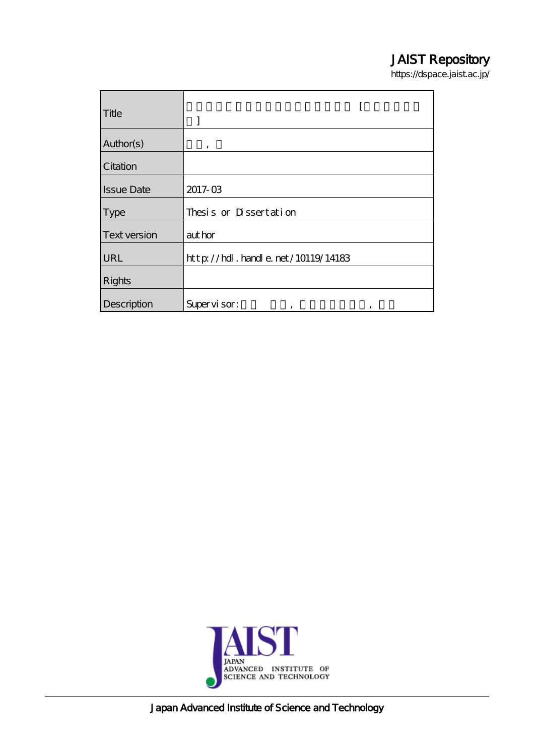# JAIST Repository

https://dspace.jaist.ac.jp/

| Title | [ ] |
| --- | --- |
| Author(s) | , |
| Citation | |
| Issue Date | 2017-03 |
| Type | Thesis or Dissertation |
| Text version | author |
| URL | http://hdl.handle.net/10119/14183 |
| Rights | |
| Description | Supervisor: , , |

Japan Advanced Institute of Science and Technology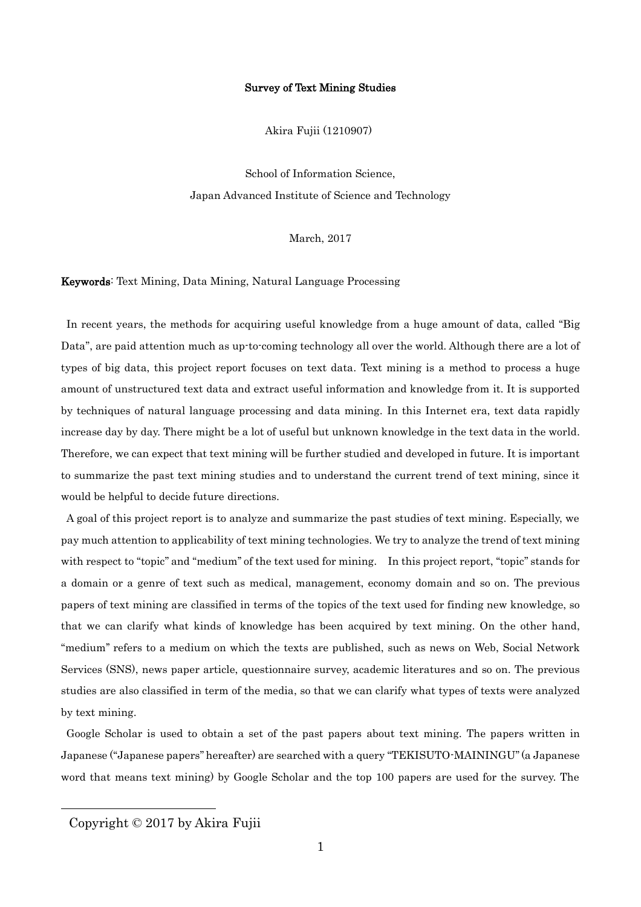**Survey of Text Mining Studies**

Akira Fujii (1210907)

School of Information Science,

Japan Advanced Institute of Science and Technology

March, 2017

**Keywords**: Text Mining, Data Mining, Natural Language Processing

In recent years, the methods for acquiring useful knowledge from a huge amount of data, called "Big Data", are paid attention much as up-to-coming technology all over the world. Although there are a lot of types of big data, this project report focuses on text data. Text mining is a method to process a huge amount of unstructured text data and extract useful information and knowledge from it. It is supported by techniques of natural language processing and data mining. In this Internet era, text data rapidly increase day by day. There might be a lot of useful but unknown knowledge in the text data in the world. Therefore, we can expect that text mining will be further studied and developed in future. It is important to summarize the past text mining studies and to understand the current trend of text mining, since it would be helpful to decide future directions.

A goal of this project report is to analyze and summarize the past studies of text mining. Especially, we pay much attention to applicability of text mining technologies. We try to analyze the trend of text mining with respect to "topic" and "medium" of the text used for mining. In this project report, "topic" stands for a domain or a genre of text such as medical, management, economy domain and so on. The previous papers of text mining are classified in terms of the topics of the text used for finding new knowledge, so that we can clarify what kinds of knowledge has been acquired by text mining. On the other hand, "medium" refers to a medium on which the texts are published, such as news on Web, Social Network Services (SNS), news paper article, questionnaire survey, academic literatures and so on. The previous studies are also classified in term of the media, so that we can clarify what types of texts were analyzed by text mining.

Google Scholar is used to obtain a set of the past papers about text mining. The papers written in Japanese ("Japanese papers" hereafter) are searched with a query "TEKISUTO-MAININGU" (a Japanese word that means text mining) by Google Scholar and the top 100 papers are used for the survey. The

Copyright © 2017 by Akira Fujii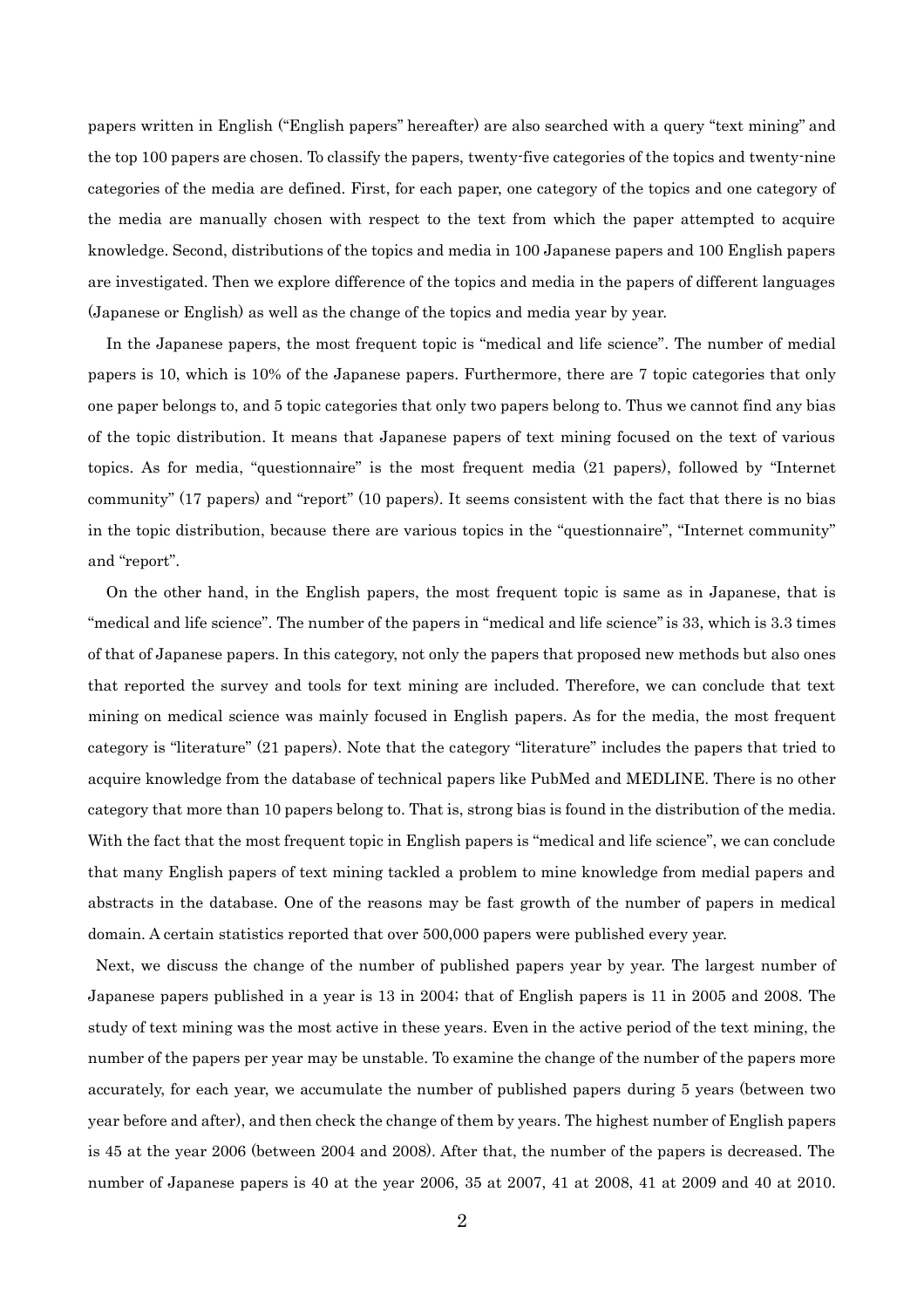papers written in English ("English papers" hereafter) are also searched with a query "text mining" and the top 100 papers are chosen. To classify the papers, twenty-five categories of the topics and twenty-nine categories of the media are defined. First, for each paper, one category of the topics and one category of the media are manually chosen with respect to the text from which the paper attempted to acquire knowledge. Second, distributions of the topics and media in 100 Japanese papers and 100 English papers are investigated. Then we explore difference of the topics and media in the papers of different languages (Japanese or English) as well as the change of the topics and media year by year.

In the Japanese papers, the most frequent topic is "medical and life science". The number of medial papers is 10, which is 10% of the Japanese papers. Furthermore, there are 7 topic categories that only one paper belongs to, and 5 topic categories that only two papers belong to. Thus we cannot find any bias of the topic distribution. It means that Japanese papers of text mining focused on the text of various topics. As for media, "questionnaire" is the most frequent media (21 papers), followed by "Internet community" (17 papers) and "report" (10 papers). It seems consistent with the fact that there is no bias in the topic distribution, because there are various topics in the "questionnaire", "Internet community" and "report".

On the other hand, in the English papers, the most frequent topic is same as in Japanese, that is "medical and life science". The number of the papers in "medical and life science" is 33, which is 3.3 times of that of Japanese papers. In this category, not only the papers that proposed new methods but also ones that reported the survey and tools for text mining are included. Therefore, we can conclude that text mining on medical science was mainly focused in English papers. As for the media, the most frequent category is "literature" (21 papers). Note that the category "literature" includes the papers that tried to acquire knowledge from the database of technical papers like PubMed and MEDLINE. There is no other category that more than 10 papers belong to. That is, strong bias is found in the distribution of the media. With the fact that the most frequent topic in English papers is "medical and life science", we can conclude that many English papers of text mining tackled a problem to mine knowledge from medial papers and abstracts in the database. One of the reasons may be fast growth of the number of papers in medical domain. A certain statistics reported that over 500,000 papers were published every year.

Next, we discuss the change of the number of published papers year by year. The largest number of Japanese papers published in a year is 13 in 2004; that of English papers is 11 in 2005 and 2008. The study of text mining was the most active in these years. Even in the active period of the text mining, the number of the papers per year may be unstable. To examine the change of the number of the papers more accurately, for each year, we accumulate the number of published papers during 5 years (between two year before and after), and then check the change of them by years. The highest number of English papers is 45 at the year 2006 (between 2004 and 2008). After that, the number of the papers is decreased. The number of Japanese papers is 40 at the year 2006, 35 at 2007, 41 at 2008, 41 at 2009 and 40 at 2010.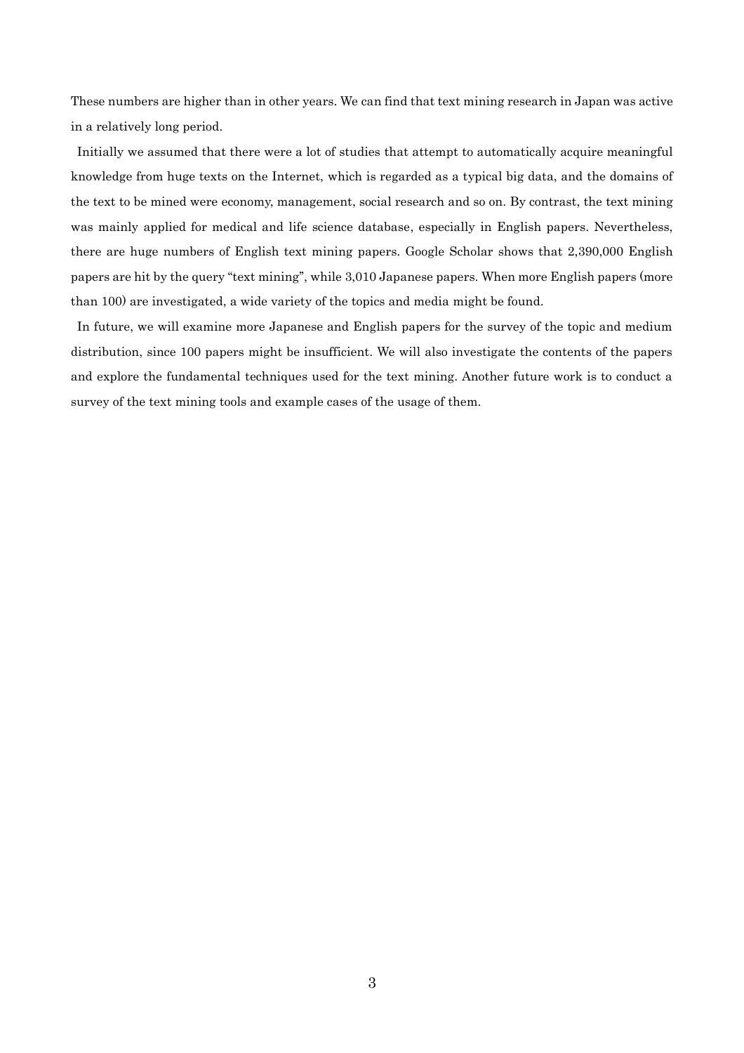These numbers are higher than in other years. We can find that text mining research in Japan was active in a relatively long period.

Initially we assumed that there were a lot of studies that attempt to automatically acquire meaningful knowledge from huge texts on the Internet, which is regarded as a typical big data, and the domains of the text to be mined were economy, management, social research and so on. By contrast, the text mining was mainly applied for medical and life science database, especially in English papers. Nevertheless, there are huge numbers of English text mining papers. Google Scholar shows that 2,390,000 English papers are hit by the query "text mining", while 3,010 Japanese papers. When more English papers (more than 100) are investigated, a wide variety of the topics and media might be found.

In future, we will examine more Japanese and English papers for the survey of the topic and medium distribution, since 100 papers might be insufficient. We will also investigate the contents of the papers and explore the fundamental techniques used for the text mining. Another future work is to conduct a survey of the text mining tools and example cases of the usage of them.